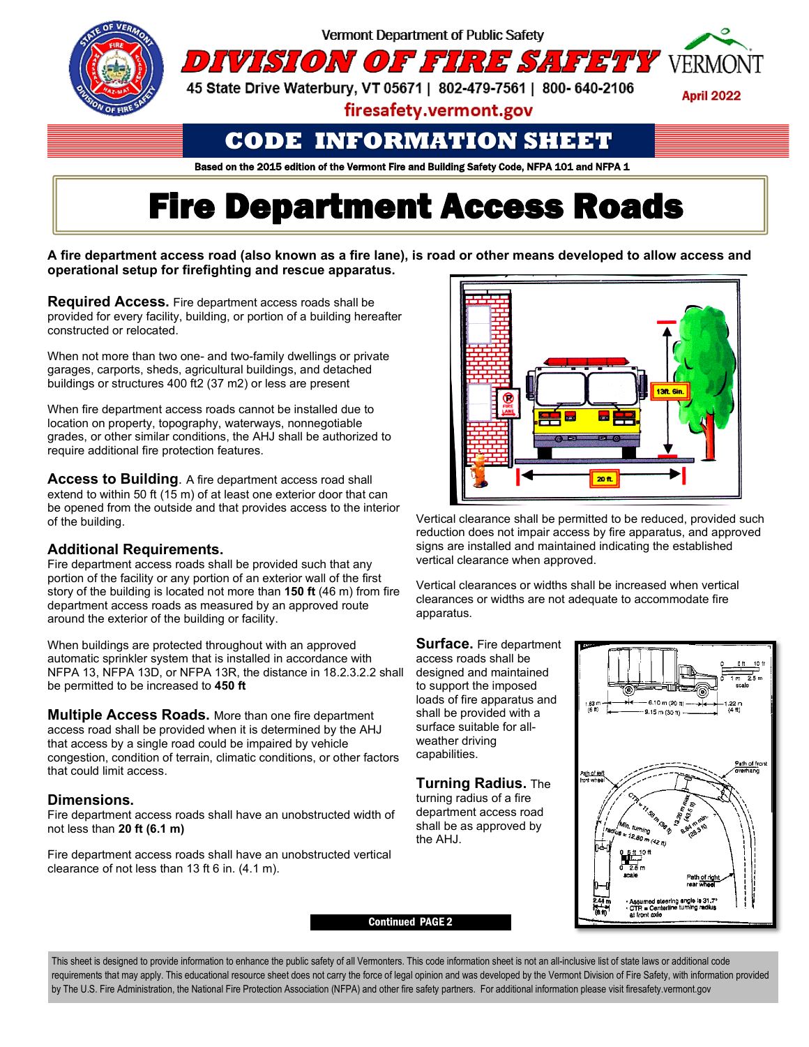Vermont Department of Public Safety

# DIVISION OF FIRE SAFETY

45 State Drive Waterbury, VT 05671 | 802-479-7561 | 800- 640-2106

firesafety.vermont.gov

April 2022

## CODE INFORMATION SHEET

**Based on the 2015 edition of the Vermont Fire and Building Safety Code, NFPA 101 and NFPA 1**

# Fire Department Access Roads

**A fire department access road (also known as a fire lane), is road or other means developed to allow access and operational setup for firefighting and rescue apparatus.**

**Required Access.** Fire department access roads shall be provided for every facility, building, or portion of a building hereafter constructed or relocated.

When not more than two one- and two-family dwellings or private garages, carports, sheds, agricultural buildings, and detached buildings or structures 400 ft2 (37 m2) or less are present

When fire department access roads cannot be installed due to location on property, topography, waterways, nonnegotiable grades, or other similar conditions, the AHJ shall be authorized to require additional fire protection features.

**Access to Building**. A fire department access road shall extend to within 50 ft (15 m) of at least one exterior door that can be opened from the outside and that provides access to the interior of the building.

**Additional Requirements.**
Fire department access roads shall be provided such that any portion of the facility or any portion of an exterior wall of the first story of the building is located not more than **150 ft** (46 m) from fire department access roads as measured by an approved route around the exterior of the building or facility.

When buildings are protected throughout with an approved automatic sprinkler system that is installed in accordance with NFPA 13, NFPA 13D, or NFPA 13R, the distance in 18.2.3.2.2 shall be permitted to be increased to **450 ft**

**Multiple Access Roads.** More than one fire department access road shall be provided when it is determined by the AHJ that access by a single road could be impaired by vehicle congestion, condition of terrain, climatic conditions, or other factors that could limit access.

**Dimensions.**
Fire department access roads shall have an unobstructed width of not less than **20 ft (6.1 m)**

Fire department access roads shall have an unobstructed vertical clearance of not less than 13 ft 6 in. (4.1 m).

Vertical clearance shall be permitted to be reduced, provided such reduction does not impair access by fire apparatus, and approved signs are installed and maintained indicating the established vertical clearance when approved.

Vertical clearances or widths shall be increased when vertical clearances or widths are not adequate to accommodate fire apparatus.

**Surface.** Fire department access roads shall be designed and maintained to support the imposed loads of fire apparatus and shall be provided with a surface suitable for all-weather driving capabilities.

**Turning Radius.** The turning radius of a fire department access road shall be as approved by the AHJ.

Continued PAGE 2

This sheet is designed to provide information to enhance the public safety of all Vermonters. This code information sheet is not an all-inclusive list of state laws or additional code requirements that may apply. This educational resource sheet does not carry the force of legal opinion and was developed by the Vermont Division of Fire Safety, with information provided by The U.S. Fire Administration, the National Fire Protection Association (NFPA) and other fire safety partners. For additional information please visit firesafety.vermont.gov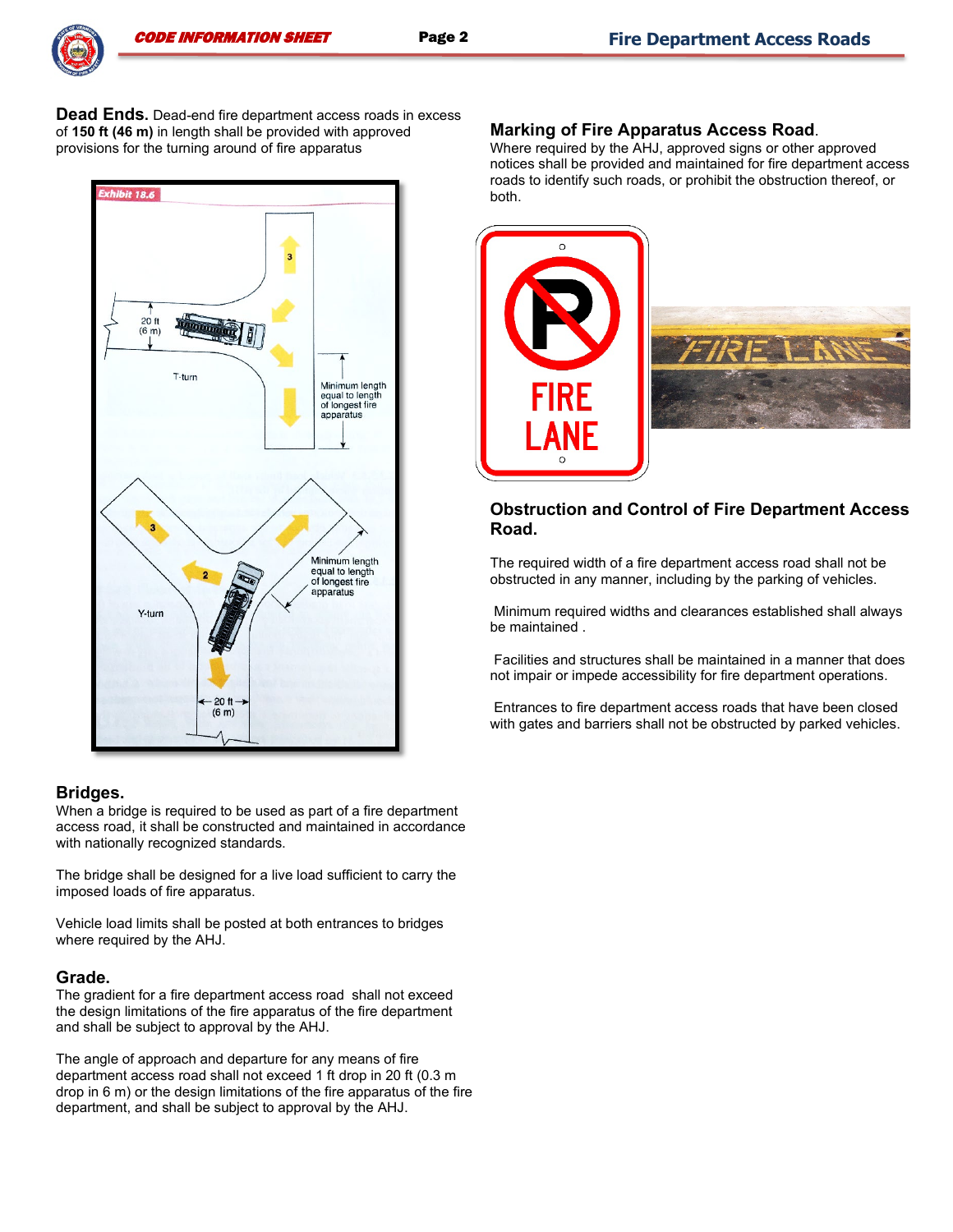**Dead Ends.** Dead-end fire department access roads in excess of **150 ft (46 m)** in length shall be provided with approved provisions for the turning around of fire apparatus

Exhibit 18.6

20 ft
(6 m)

T-turn

Minimum length equal to length of longest fire apparatus

Minimum length equal to length of longest fire apparatus

Y-turn

20 ft
(6 m)

## Bridges.

When a bridge is required to be used as part of a fire department access road, it shall be constructed and maintained in accordance with nationally recognized standards.

The bridge shall be designed for a live load sufficient to carry the imposed loads of fire apparatus.

Vehicle load limits shall be posted at both entrances to bridges where required by the AHJ.

## Grade.

The gradient for a fire department access road shall not exceed the design limitations of the fire apparatus of the fire department and shall be subject to approval by the AHJ.

The angle of approach and departure for any means of fire department access road shall not exceed 1 ft drop in 20 ft (0.3 m drop in 6 m) or the design limitations of the fire apparatus of the fire department, and shall be subject to approval by the AHJ.

## Marking of Fire Apparatus Access Road.

Where required by the AHJ, approved signs or other approved notices shall be provided and maintained for fire department access roads to identify such roads, or prohibit the obstruction thereof, or both.

FIRE LANE

FIRE LANE

## Obstruction and Control of Fire Department Access Road.

The required width of a fire department access road shall not be obstructed in any manner, including by the parking of vehicles.

Minimum required widths and clearances established shall always be maintained .

Facilities and structures shall be maintained in a manner that does not impair or impede accessibility for fire department operations.

Entrances to fire department access roads that have been closed with gates and barriers shall not be obstructed by parked vehicles.